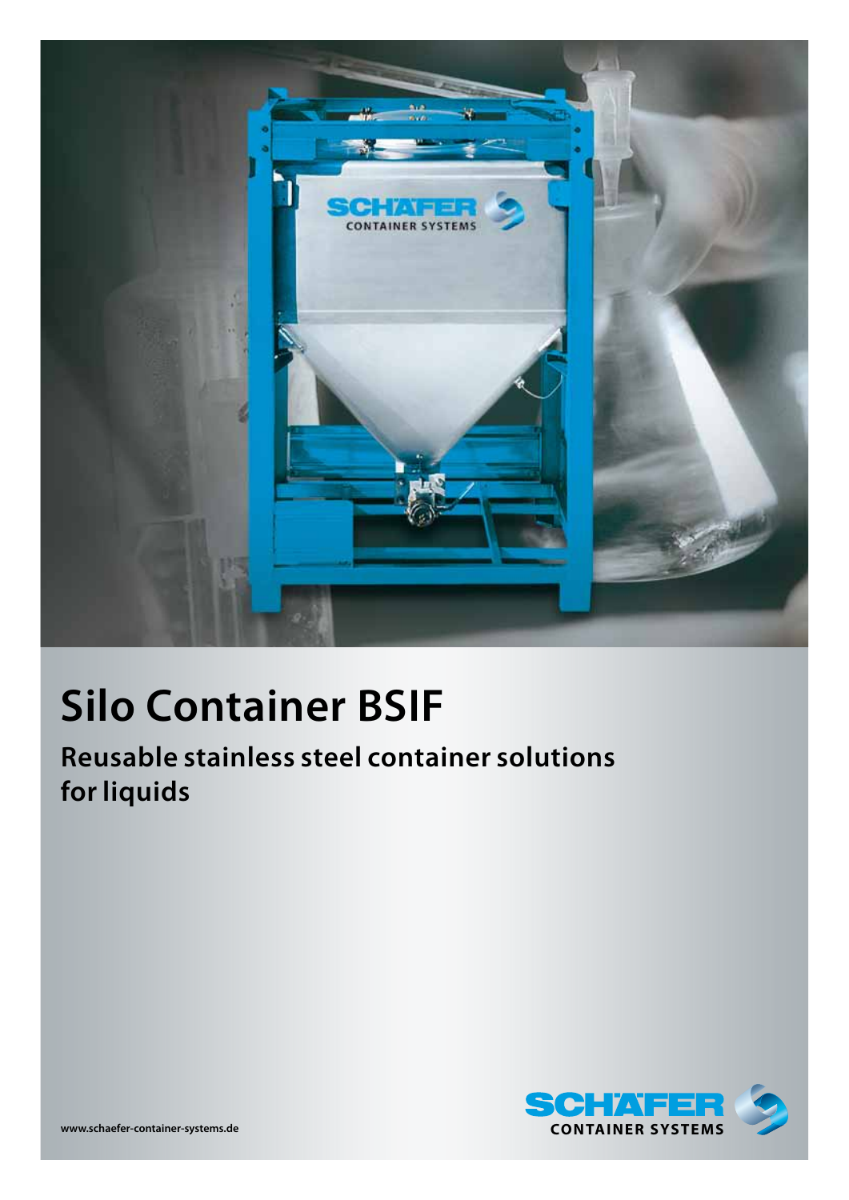# Silo Container BSIF

## Reusable stainless steel container solutions for liquids

www.schaefer-container-systems.de

SCHÄFER CONTAINER SYSTEMS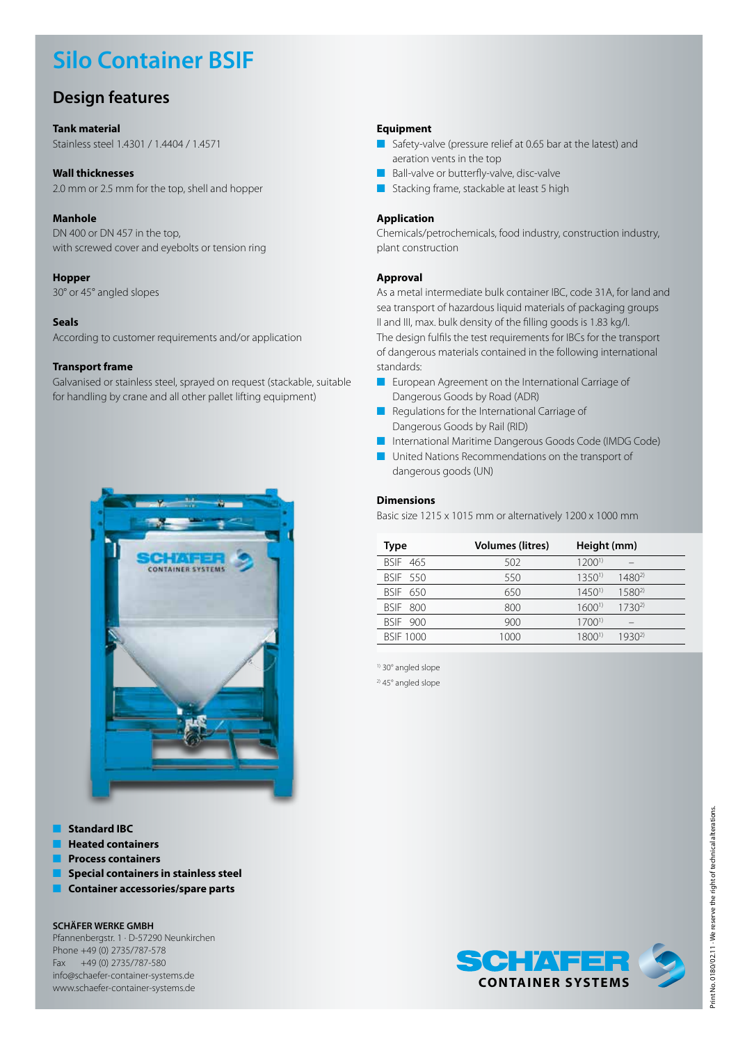# Silo Container BSIF

## Design features

**Tank material**
Stainless steel 1.4301 / 1.4404 / 1.4571

**Wall thicknesses**
2.0 mm or 2.5 mm for the top, shell and hopper

**Manhole**
DN 400 or DN 457 in the top,
with screwed cover and eyebolts or tension ring

**Hopper**
30° or 45° angled slopes

**Seals**
According to customer requirements and/or application

**Transport frame**
Galvanised or stainless steel, sprayed on request (stackable, suitable for handling by crane and all other pallet lifting equipment)

**Equipment**

- Safety-valve (pressure relief at 0.65 bar at the latest) and aeration vents in the top
- Ball-valve or butterfly-valve, disc-valve
- Stacking frame, stackable at least 5 high

**Application**
Chemicals/petrochemicals, food industry, construction industry, plant construction

**Approval**
As a metal intermediate bulk container IBC, code 31A, for land and sea transport of hazardous liquid materials of packaging groups II and III, max. bulk density of the filling goods is 1.83 kg/l.
The design fulfils the test requirements for IBCs for the transport of dangerous materials contained in the following international standards:

- European Agreement on the International Carriage of Dangerous Goods by Road (ADR)
- Regulations for the International Carriage of Dangerous Goods by Rail (RID)
- International Maritime Dangerous Goods Code (IMDG Code)
- United Nations Recommendations on the transport of dangerous goods (UN)

**Dimensions**
Basic size 1215 x 1015 mm or alternatively 1200 x 1000 mm

| Type | Volumes (litres) | Height (mm) | |
|---|---|---|---|
| BSIF 465 | 502 | 1200[1] | – |
| BSIF 550 | 550 | 1350[1] | 1480[2] |
| BSIF 650 | 650 | 1450[1] | 1580[2] |
| BSIF 800 | 800 | 1600[1] | 1730[2] |
| BSIF 900 | 900 | 1700[1] | – |
| BSIF 1000 | 1000 | 1800[1] | 1930[2] |

[1] 30° angled slope
[2] 45° angled slope

- **Standard IBC**
- **Heated containers**
- **Process containers**
- **Special containers in stainless steel**
- **Container accessories/spare parts**

**SCHÄFER WERKE GMBH**
Pfannenbergstr. 1 · D-57290 Neunkirchen
Phone +49 (0) 2735/787-578
Fax +49 (0) 2735/787-580
info@schaefer-container-systems.de
www.schaefer-container-systems.de

SCHÄFER CONTAINER SYSTEMS

Print No. 0180/02.11 · We reserve the right of technical alterations.